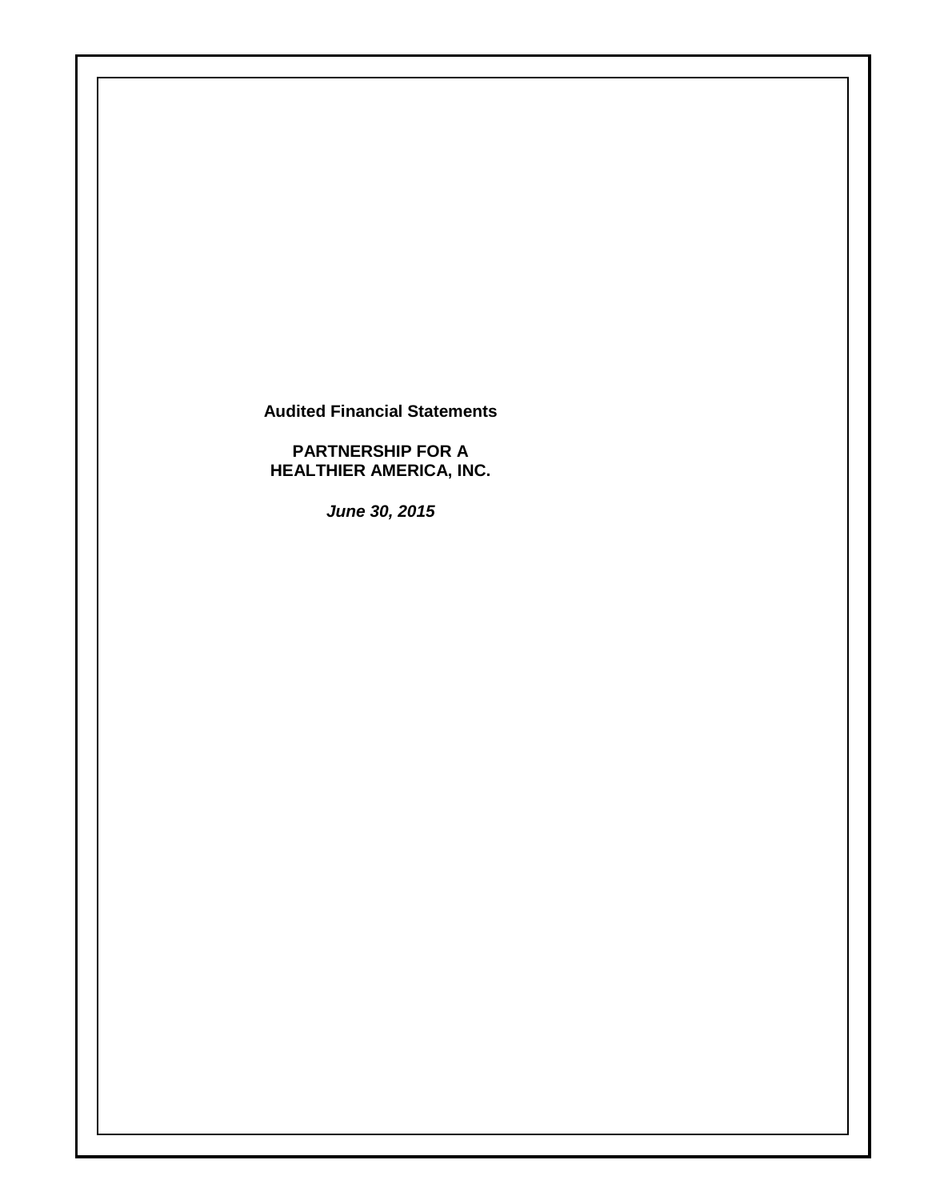**Audited Financial Statements**

**PARTNERSHIP FOR A HEALTHIER AMERICA, INC.**

***June 30, 2015***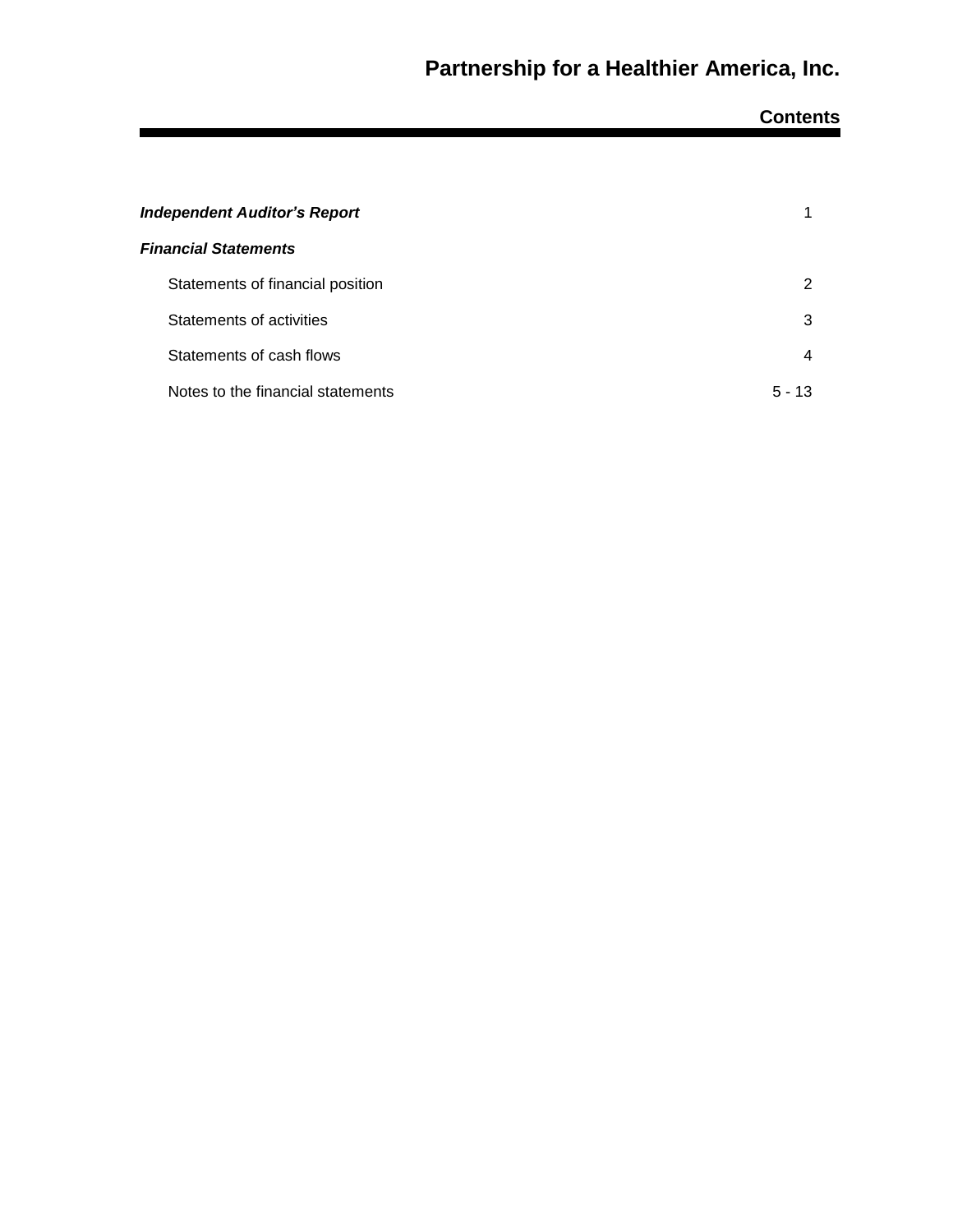# Partnership for a Healthier America, Inc.

## Contents

| | |
|---|---|
| ***Independent Auditor's Report*** | 1 |
| ***Financial Statements*** | |
| Statements of financial position | 2 |
| Statements of activities | 3 |
| Statements of cash flows | 4 |
| Notes to the financial statements | 5 - 13 |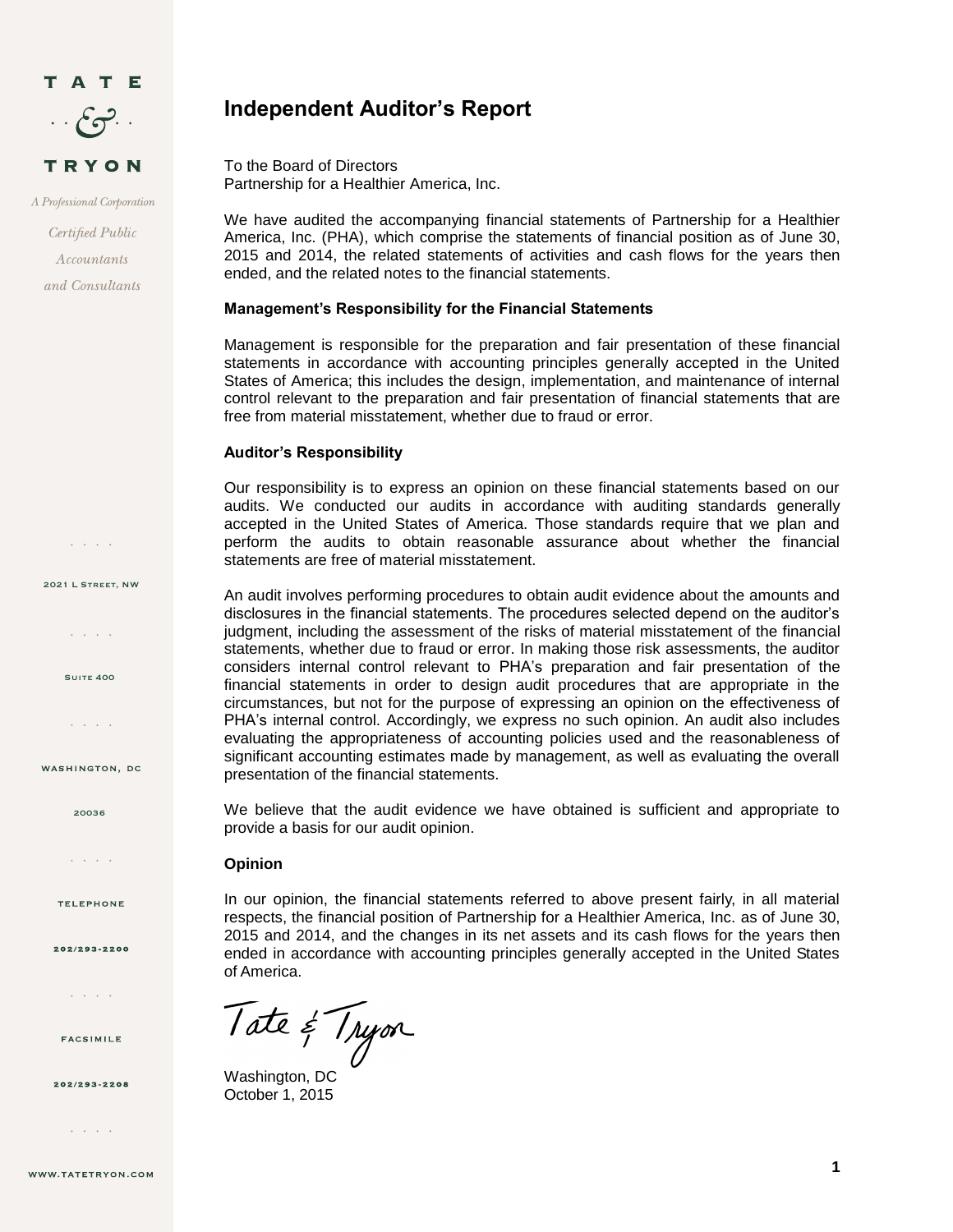# Independent Auditor's Report

To the Board of Directors
Partnership for a Healthier America, Inc.

We have audited the accompanying financial statements of Partnership for a Healthier America, Inc. (PHA), which comprise the statements of financial position as of June 30, 2015 and 2014, the related statements of activities and cash flows for the years then ended, and the related notes to the financial statements.

### Management's Responsibility for the Financial Statements

Management is responsible for the preparation and fair presentation of these financial statements in accordance with accounting principles generally accepted in the United States of America; this includes the design, implementation, and maintenance of internal control relevant to the preparation and fair presentation of financial statements that are free from material misstatement, whether due to fraud or error.

### Auditor's Responsibility

Our responsibility is to express an opinion on these financial statements based on our audits. We conducted our audits in accordance with auditing standards generally accepted in the United States of America. Those standards require that we plan and perform the audits to obtain reasonable assurance about whether the financial statements are free of material misstatement.

An audit involves performing procedures to obtain audit evidence about the amounts and disclosures in the financial statements. The procedures selected depend on the auditor's judgment, including the assessment of the risks of material misstatement of the financial statements, whether due to fraud or error. In making those risk assessments, the auditor considers internal control relevant to PHA's preparation and fair presentation of the financial statements in order to design audit procedures that are appropriate in the circumstances, but not for the purpose of expressing an opinion on the effectiveness of PHA's internal control. Accordingly, we express no such opinion. An audit also includes evaluating the appropriateness of accounting policies used and the reasonableness of significant accounting estimates made by management, as well as evaluating the overall presentation of the financial statements.

We believe that the audit evidence we have obtained is sufficient and appropriate to provide a basis for our audit opinion.

### Opinion

In our opinion, the financial statements referred to above present fairly, in all material respects, the financial position of Partnership for a Healthier America, Inc. as of June 30, 2015 and 2014, and the changes in its net assets and its cash flows for the years then ended in accordance with accounting principles generally accepted in the United States of America.

Tate & Tryon

Washington, DC
October 1, 2015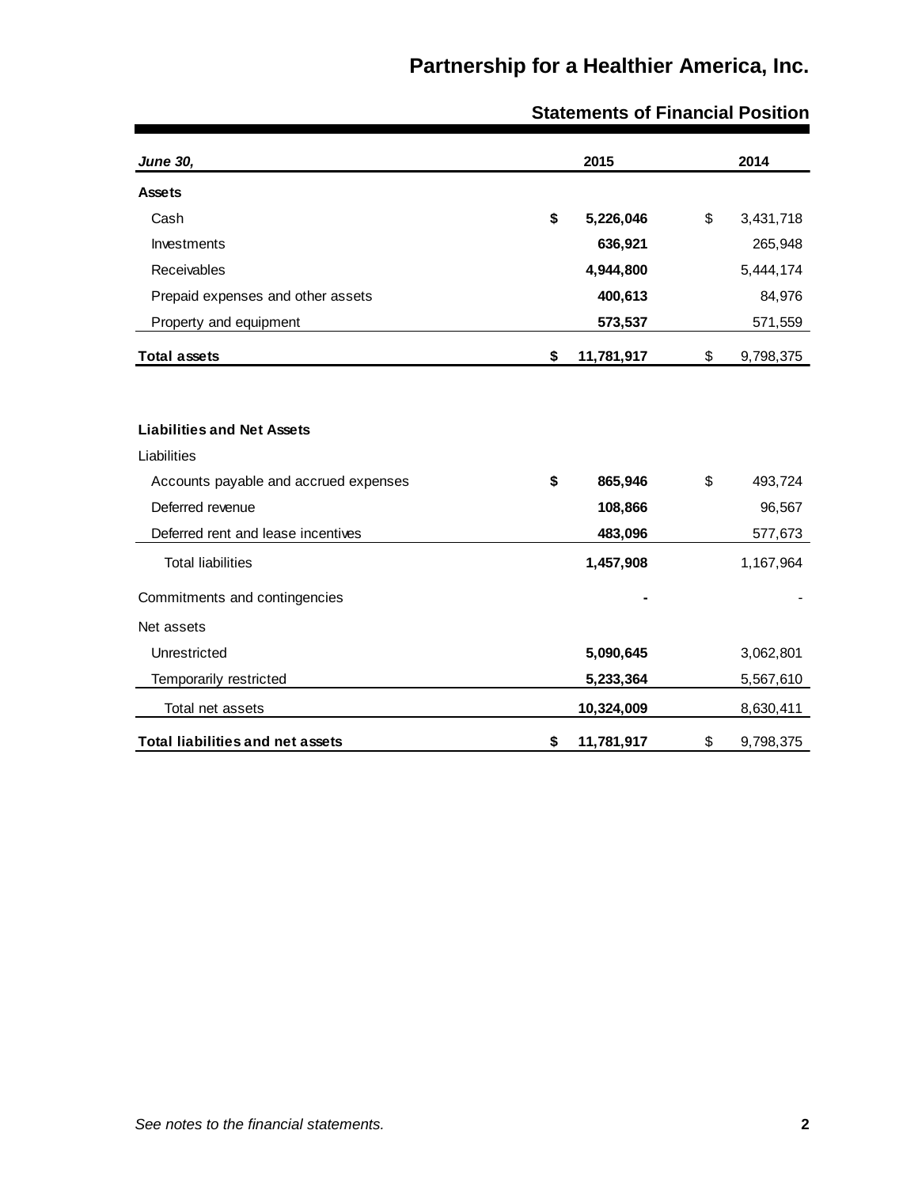# Partnership for a Healthier America, Inc.

## Statements of Financial Position

| *June 30,* | 2015 | 2014 |
|---|---|---|
| **Assets** | | |
| Cash | **$ 5,226,046** | $ 3,431,718 |
| Investments | **636,921** | 265,948 |
| Receivables | **4,944,800** | 5,444,174 |
| Prepaid expenses and other assets | **400,613** | 84,976 |
| Property and equipment | **573,537** | 571,559 |
| **Total assets** | **$ 11,781,917** | $ 9,798,375 |
| | | |
| **Liabilities and Net Assets** | | |
| Liabilities | | |
| Accounts payable and accrued expenses | **$ 865,946** | $ 493,724 |
| Deferred revenue | **108,866** | 96,567 |
| Deferred rent and lease incentives | **483,096** | 577,673 |
| Total liabilities | **1,457,908** | 1,167,964 |
| Commitments and contingencies | **-** | - |
| Net assets | | |
| Unrestricted | **5,090,645** | 3,062,801 |
| Temporarily restricted | **5,233,364** | 5,567,610 |
| Total net assets | **10,324,009** | 8,630,411 |
| **Total liabilities and net assets** | **$ 11,781,917** | $ 9,798,375 |

*See notes to the financial statements.*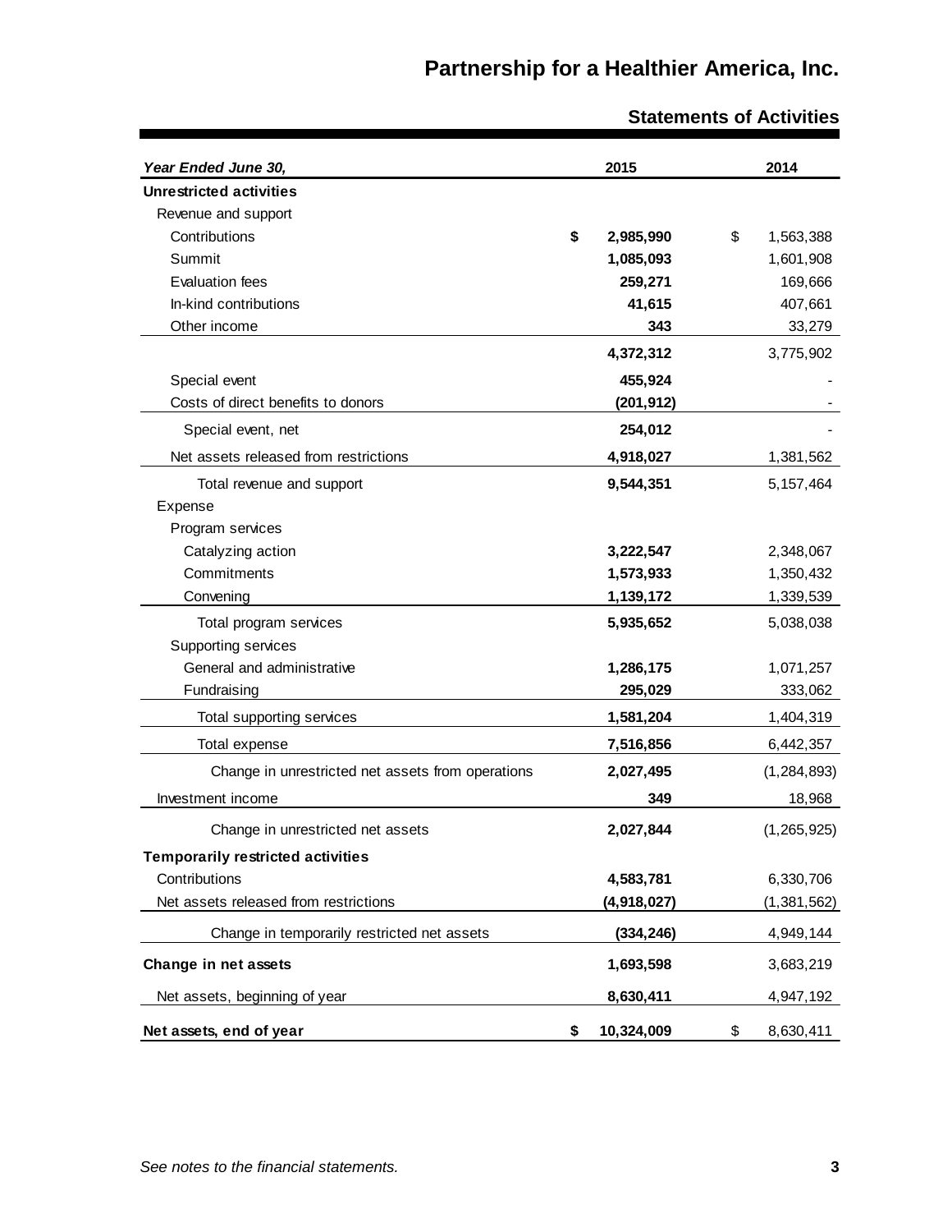# Partnership for a Healthier America, Inc.

## Statements of Activities

| *Year Ended June 30,* | 2015 | 2014 |
|---|---|---|
| **Unrestricted activities** | | |
| Revenue and support | | |
| Contributions | **$ 2,985,990** | $ 1,563,388 |
| Summit | **1,085,093** | 1,601,908 |
| Evaluation fees | **259,271** | 169,666 |
| In-kind contributions | **41,615** | 407,661 |
| Other income | **343** | 33,279 |
| | **4,372,312** | 3,775,902 |
| Special event | **455,924** | - |
| Costs of direct benefits to donors | **(201,912)** | - |
| Special event, net | **254,012** | - |
| Net assets released from restrictions | **4,918,027** | 1,381,562 |
| Total revenue and support | **9,544,351** | 5,157,464 |
| Expense | | |
| Program services | | |
| Catalyzing action | **3,222,547** | 2,348,067 |
| Commitments | **1,573,933** | 1,350,432 |
| Convening | **1,139,172** | 1,339,539 |
| Total program services | **5,935,652** | 5,038,038 |
| Supporting services | | |
| General and administrative | **1,286,175** | 1,071,257 |
| Fundraising | **295,029** | 333,062 |
| Total supporting services | **1,581,204** | 1,404,319 |
| Total expense | **7,516,856** | 6,442,357 |
| Change in unrestricted net assets from operations | **2,027,495** | (1,284,893) |
| Investment income | **349** | 18,968 |
| Change in unrestricted net assets | **2,027,844** | (1,265,925) |
| **Temporarily restricted activities** | | |
| Contributions | **4,583,781** | 6,330,706 |
| Net assets released from restrictions | **(4,918,027)** | (1,381,562) |
| Change in temporarily restricted net assets | **(334,246)** | 4,949,144 |
| **Change in net assets** | **1,693,598** | 3,683,219 |
| Net assets, beginning of year | **8,630,411** | 4,947,192 |
| **Net assets, end of year** | **$ 10,324,009** | $ 8,630,411 |

*See notes to the financial statements.*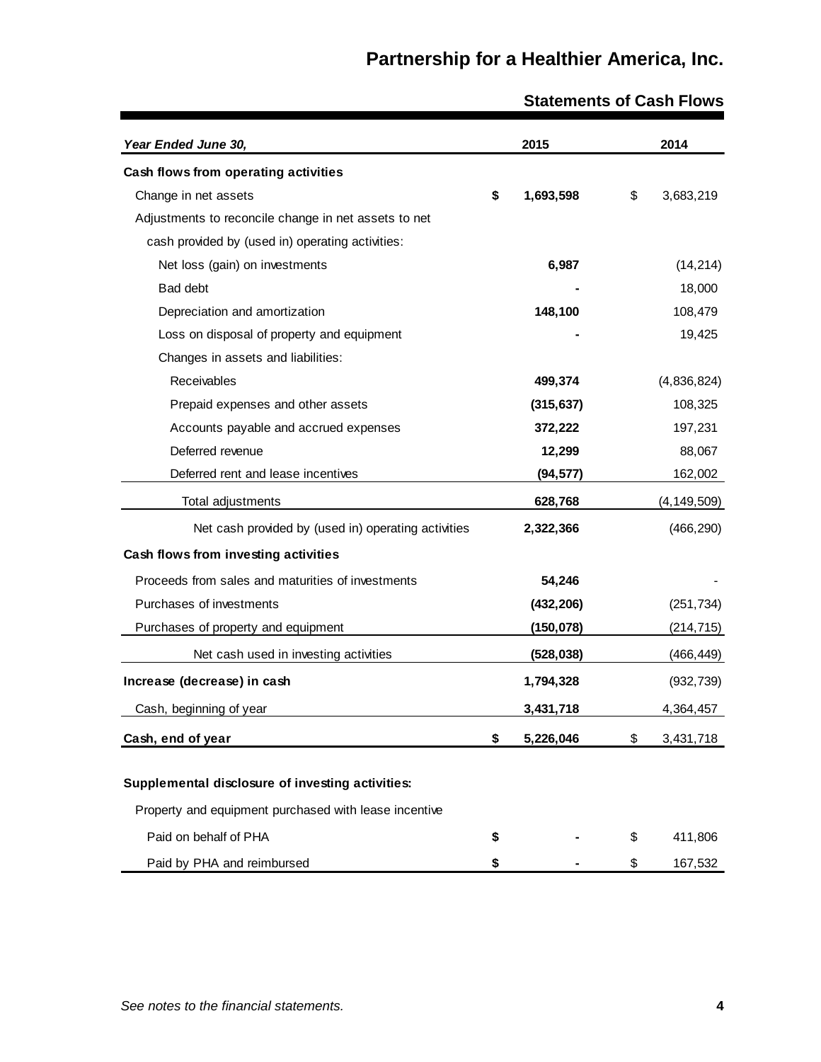# Partnership for a Healthier America, Inc.

## Statements of Cash Flows

| *Year Ended June 30,* | 2015 | 2014 |
|---|---|---|
| **Cash flows from operating activities** | | |
| Change in net assets | **$ 1,693,598** | $ 3,683,219 |
| Adjustments to reconcile change in net assets to net cash provided by (used in) operating activities: | | |
| Net loss (gain) on investments | **6,987** | (14,214) |
| Bad debt | **-** | 18,000 |
| Depreciation and amortization | **148,100** | 108,479 |
| Loss on disposal of property and equipment | **-** | 19,425 |
| Changes in assets and liabilities: | | |
| Receivables | **499,374** | (4,836,824) |
| Prepaid expenses and other assets | **(315,637)** | 108,325 |
| Accounts payable and accrued expenses | **372,222** | 197,231 |
| Deferred revenue | **12,299** | 88,067 |
| Deferred rent and lease incentives | **(94,577)** | 162,002 |
| Total adjustments | **628,768** | (4,149,509) |
| Net cash provided by (used in) operating activities | **2,322,366** | (466,290) |
| **Cash flows from investing activities** | | |
| Proceeds from sales and maturities of investments | **54,246** | - |
| Purchases of investments | **(432,206)** | (251,734) |
| Purchases of property and equipment | **(150,078)** | (214,715) |
| Net cash used in investing activities | **(528,038)** | (466,449) |
| **Increase (decrease) in cash** | **1,794,328** | (932,739) |
| Cash, beginning of year | **3,431,718** | 4,364,457 |
| **Cash, end of year** | **$ 5,226,046** | $ 3,431,718 |
| | | |
| **Supplemental disclosure of investing activities:** | | |
| Property and equipment purchased with lease incentive | | |
| Paid on behalf of PHA | **$ -** | $ 411,806 |
| Paid by PHA and reimbursed | **$ -** | $ 167,532 |

*See notes to the financial statements.*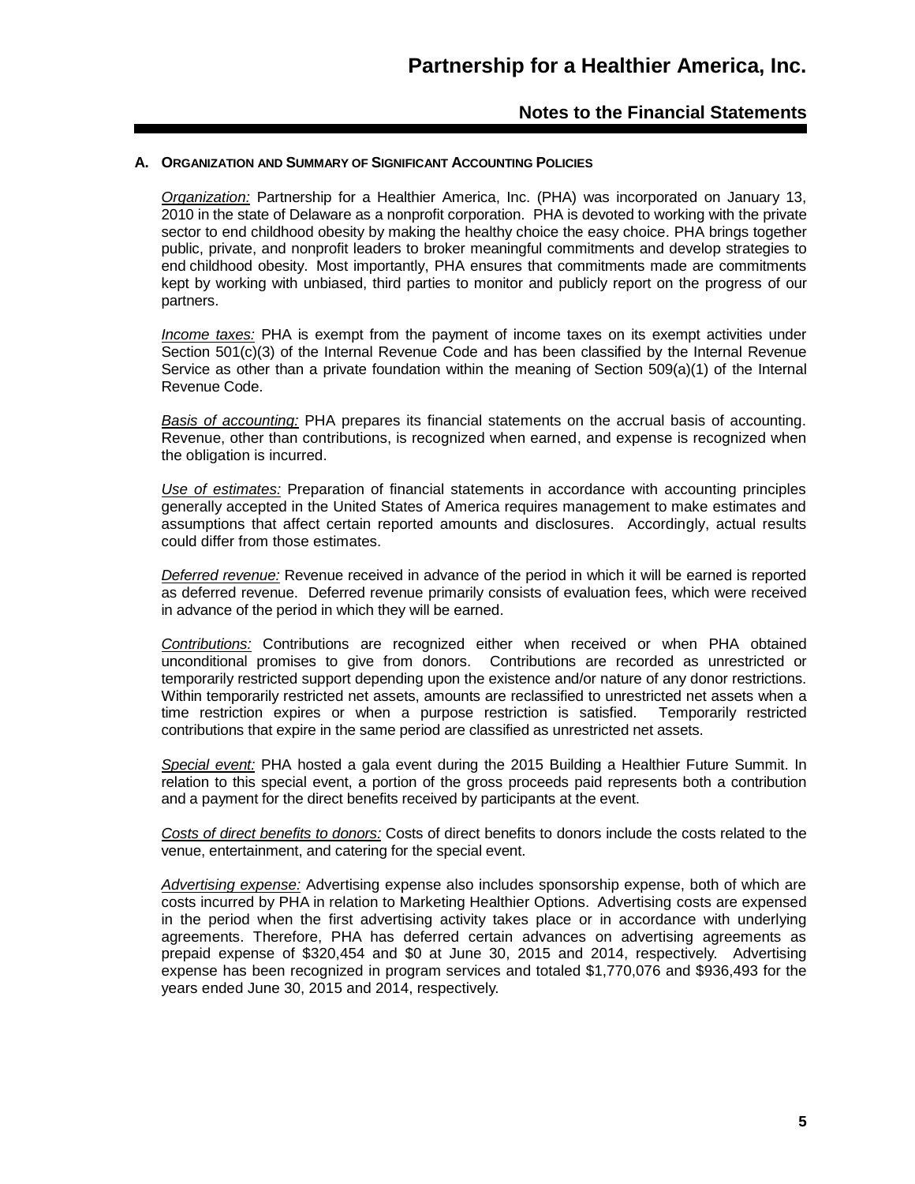## A. ORGANIZATION AND SUMMARY OF SIGNIFICANT ACCOUNTING POLICIES

*Organization:* Partnership for a Healthier America, Inc. (PHA) was incorporated on January 13, 2010 in the state of Delaware as a nonprofit corporation. PHA is devoted to working with the private sector to end childhood obesity by making the healthy choice the easy choice. PHA brings together public, private, and nonprofit leaders to broker meaningful commitments and develop strategies to end childhood obesity. Most importantly, PHA ensures that commitments made are commitments kept by working with unbiased, third parties to monitor and publicly report on the progress of our partners.

*Income taxes:* PHA is exempt from the payment of income taxes on its exempt activities under Section 501(c)(3) of the Internal Revenue Code and has been classified by the Internal Revenue Service as other than a private foundation within the meaning of Section 509(a)(1) of the Internal Revenue Code.

*Basis of accounting:* PHA prepares its financial statements on the accrual basis of accounting. Revenue, other than contributions, is recognized when earned, and expense is recognized when the obligation is incurred.

*Use of estimates:* Preparation of financial statements in accordance with accounting principles generally accepted in the United States of America requires management to make estimates and assumptions that affect certain reported amounts and disclosures. Accordingly, actual results could differ from those estimates.

*Deferred revenue:* Revenue received in advance of the period in which it will be earned is reported as deferred revenue. Deferred revenue primarily consists of evaluation fees, which were received in advance of the period in which they will be earned.

*Contributions:* Contributions are recognized either when received or when PHA obtained unconditional promises to give from donors. Contributions are recorded as unrestricted or temporarily restricted support depending upon the existence and/or nature of any donor restrictions. Within temporarily restricted net assets, amounts are reclassified to unrestricted net assets when a time restriction expires or when a purpose restriction is satisfied. Temporarily restricted contributions that expire in the same period are classified as unrestricted net assets.

*Special event:* PHA hosted a gala event during the 2015 Building a Healthier Future Summit. In relation to this special event, a portion of the gross proceeds paid represents both a contribution and a payment for the direct benefits received by participants at the event.

*Costs of direct benefits to donors:* Costs of direct benefits to donors include the costs related to the venue, entertainment, and catering for the special event.

*Advertising expense:* Advertising expense also includes sponsorship expense, both of which are costs incurred by PHA in relation to Marketing Healthier Options. Advertising costs are expensed in the period when the first advertising activity takes place or in accordance with underlying agreements. Therefore, PHA has deferred certain advances on advertising agreements as prepaid expense of $320,454 and $0 at June 30, 2015 and 2014, respectively. Advertising expense has been recognized in program services and totaled $1,770,076 and $936,493 for the years ended June 30, 2015 and 2014, respectively.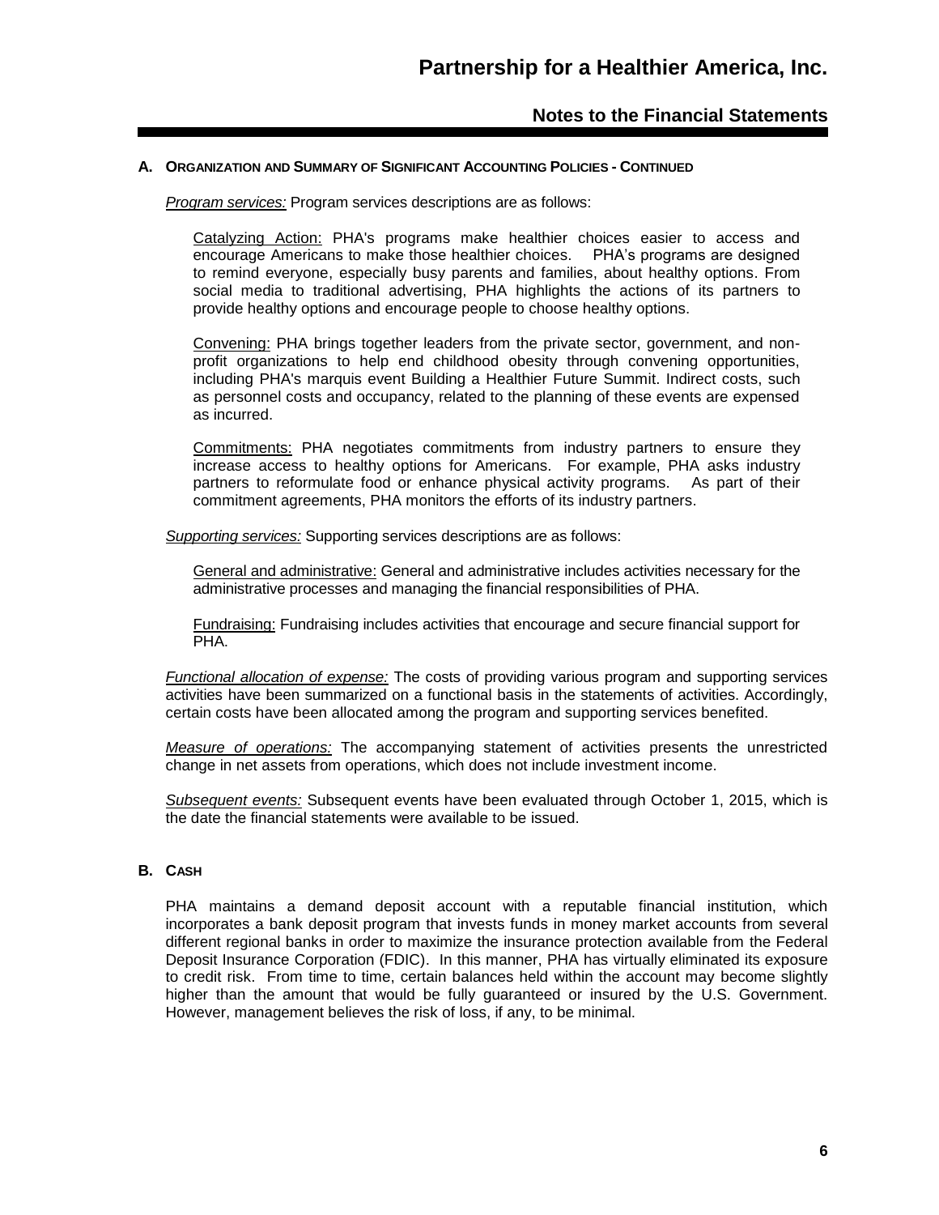**A. ORGANIZATION AND SUMMARY OF SIGNIFICANT ACCOUNTING POLICIES - CONTINUED**

*Program services:* Program services descriptions are as follows:

Catalyzing Action: PHA's programs make healthier choices easier to access and encourage Americans to make those healthier choices. PHA's programs are designed to remind everyone, especially busy parents and families, about healthy options. From social media to traditional advertising, PHA highlights the actions of its partners to provide healthy options and encourage people to choose healthy options.

Convening: PHA brings together leaders from the private sector, government, and non-profit organizations to help end childhood obesity through convening opportunities, including PHA's marquis event Building a Healthier Future Summit. Indirect costs, such as personnel costs and occupancy, related to the planning of these events are expensed as incurred.

Commitments: PHA negotiates commitments from industry partners to ensure they increase access to healthy options for Americans. For example, PHA asks industry partners to reformulate food or enhance physical activity programs. As part of their commitment agreements, PHA monitors the efforts of its industry partners.

*Supporting services:* Supporting services descriptions are as follows:

General and administrative: General and administrative includes activities necessary for the administrative processes and managing the financial responsibilities of PHA.

Fundraising: Fundraising includes activities that encourage and secure financial support for PHA.

*Functional allocation of expense:* The costs of providing various program and supporting services activities have been summarized on a functional basis in the statements of activities. Accordingly, certain costs have been allocated among the program and supporting services benefited.

*Measure of operations:* The accompanying statement of activities presents the unrestricted change in net assets from operations, which does not include investment income.

*Subsequent events:* Subsequent events have been evaluated through October 1, 2015, which is the date the financial statements were available to be issued.

**B. CASH**

PHA maintains a demand deposit account with a reputable financial institution, which incorporates a bank deposit program that invests funds in money market accounts from several different regional banks in order to maximize the insurance protection available from the Federal Deposit Insurance Corporation (FDIC). In this manner, PHA has virtually eliminated its exposure to credit risk. From time to time, certain balances held within the account may become slightly higher than the amount that would be fully guaranteed or insured by the U.S. Government. However, management believes the risk of loss, if any, to be minimal.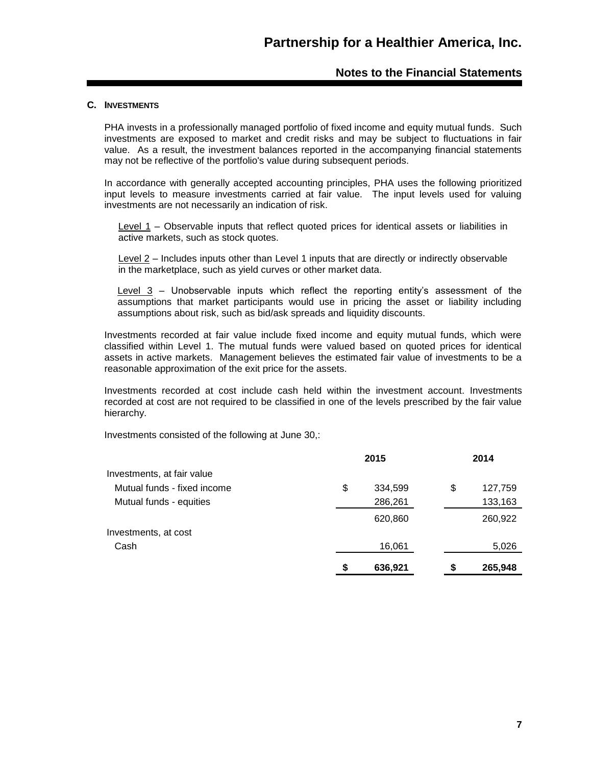## C. INVESTMENTS

PHA invests in a professionally managed portfolio of fixed income and equity mutual funds. Such investments are exposed to market and credit risks and may be subject to fluctuations in fair value. As a result, the investment balances reported in the accompanying financial statements may not be reflective of the portfolio's value during subsequent periods.

In accordance with generally accepted accounting principles, PHA uses the following prioritized input levels to measure investments carried at fair value. The input levels used for valuing investments are not necessarily an indication of risk.

Level 1 – Observable inputs that reflect quoted prices for identical assets or liabilities in active markets, such as stock quotes.

Level 2 – Includes inputs other than Level 1 inputs that are directly or indirectly observable in the marketplace, such as yield curves or other market data.

Level 3 – Unobservable inputs which reflect the reporting entity's assessment of the assumptions that market participants would use in pricing the asset or liability including assumptions about risk, such as bid/ask spreads and liquidity discounts.

Investments recorded at fair value include fixed income and equity mutual funds, which were classified within Level 1. The mutual funds were valued based on quoted prices for identical assets in active markets. Management believes the estimated fair value of investments to be a reasonable approximation of the exit price for the assets.

Investments recorded at cost include cash held within the investment account. Investments recorded at cost are not required to be classified in one of the levels prescribed by the fair value hierarchy.

Investments consisted of the following at June 30,:

| | 2015 | 2014 |
|---|---|---|
| Investments, at fair value | | |
| Mutual funds - fixed income | $ 334,599 | $ 127,759 |
| Mutual funds - equities | 286,261 | 133,163 |
| | 620,860 | 260,922 |
| Investments, at cost | | |
| Cash | 16,061 | 5,026 |
| | **$ 636,921** | **$ 265,948** |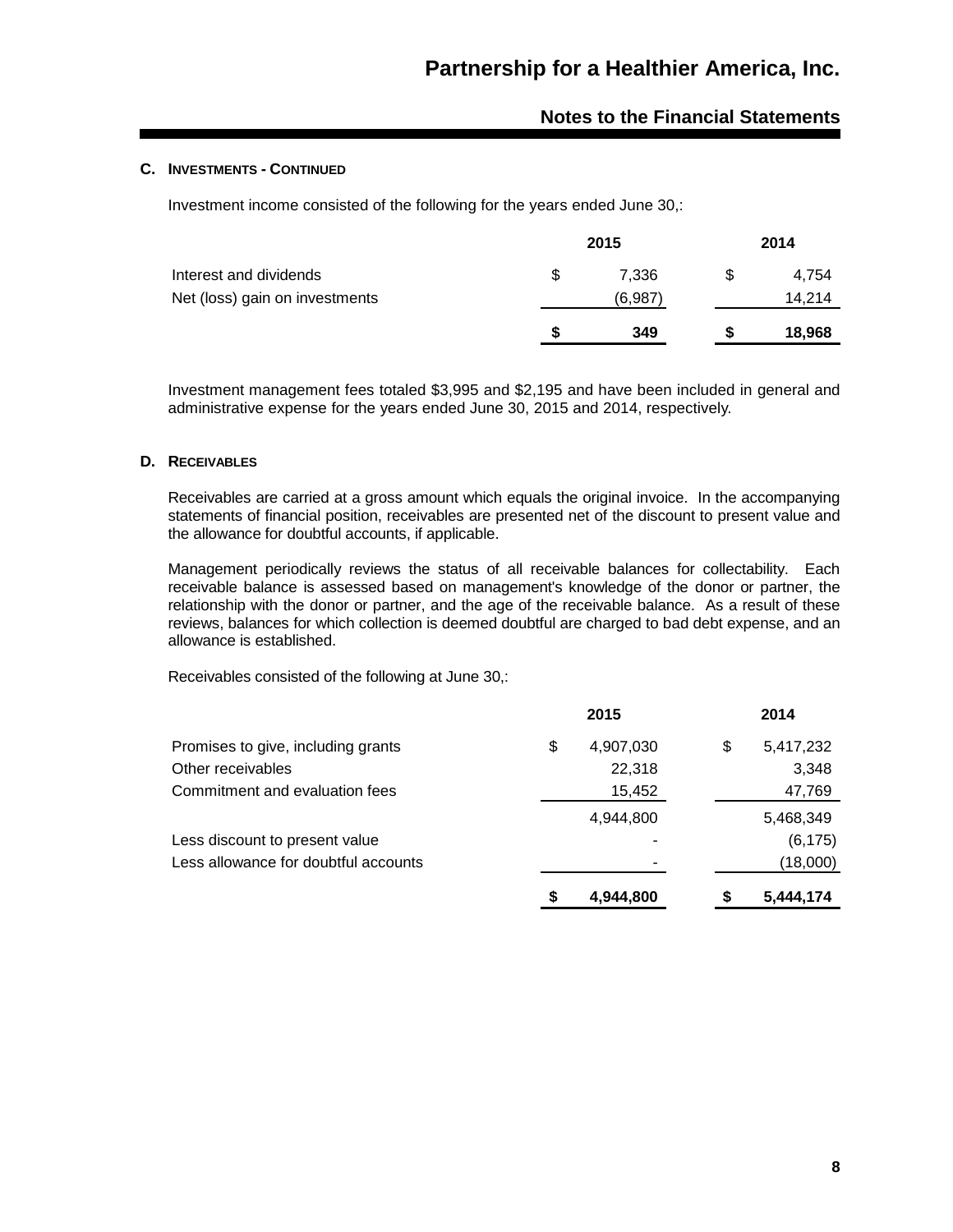## C. Investments - Continued

Investment income consisted of the following for the years ended June 30,:

| | 2015 | 2014 |
|---|---|---|
| Interest and dividends | $ 7,336 | $ 4,754 |
| Net (loss) gain on investments | (6,987) | 14,214 |
| | **$ 349** | **$ 18,968** |

Investment management fees totaled $3,995 and $2,195 and have been included in general and administrative expense for the years ended June 30, 2015 and 2014, respectively.

## D. Receivables

Receivables are carried at a gross amount which equals the original invoice. In the accompanying statements of financial position, receivables are presented net of the discount to present value and the allowance for doubtful accounts, if applicable.

Management periodically reviews the status of all receivable balances for collectability. Each receivable balance is assessed based on management's knowledge of the donor or partner, the relationship with the donor or partner, and the age of the receivable balance. As a result of these reviews, balances for which collection is deemed doubtful are charged to bad debt expense, and an allowance is established.

Receivables consisted of the following at June 30,:

| | 2015 | 2014 |
|---|---|---|
| Promises to give, including grants | $ 4,907,030 | $ 5,417,232 |
| Other receivables | 22,318 | 3,348 |
| Commitment and evaluation fees | 15,452 | 47,769 |
| | 4,944,800 | 5,468,349 |
| Less discount to present value | - | (6,175) |
| Less allowance for doubtful accounts | - | (18,000) |
| | **$ 4,944,800** | **$ 5,444,174** |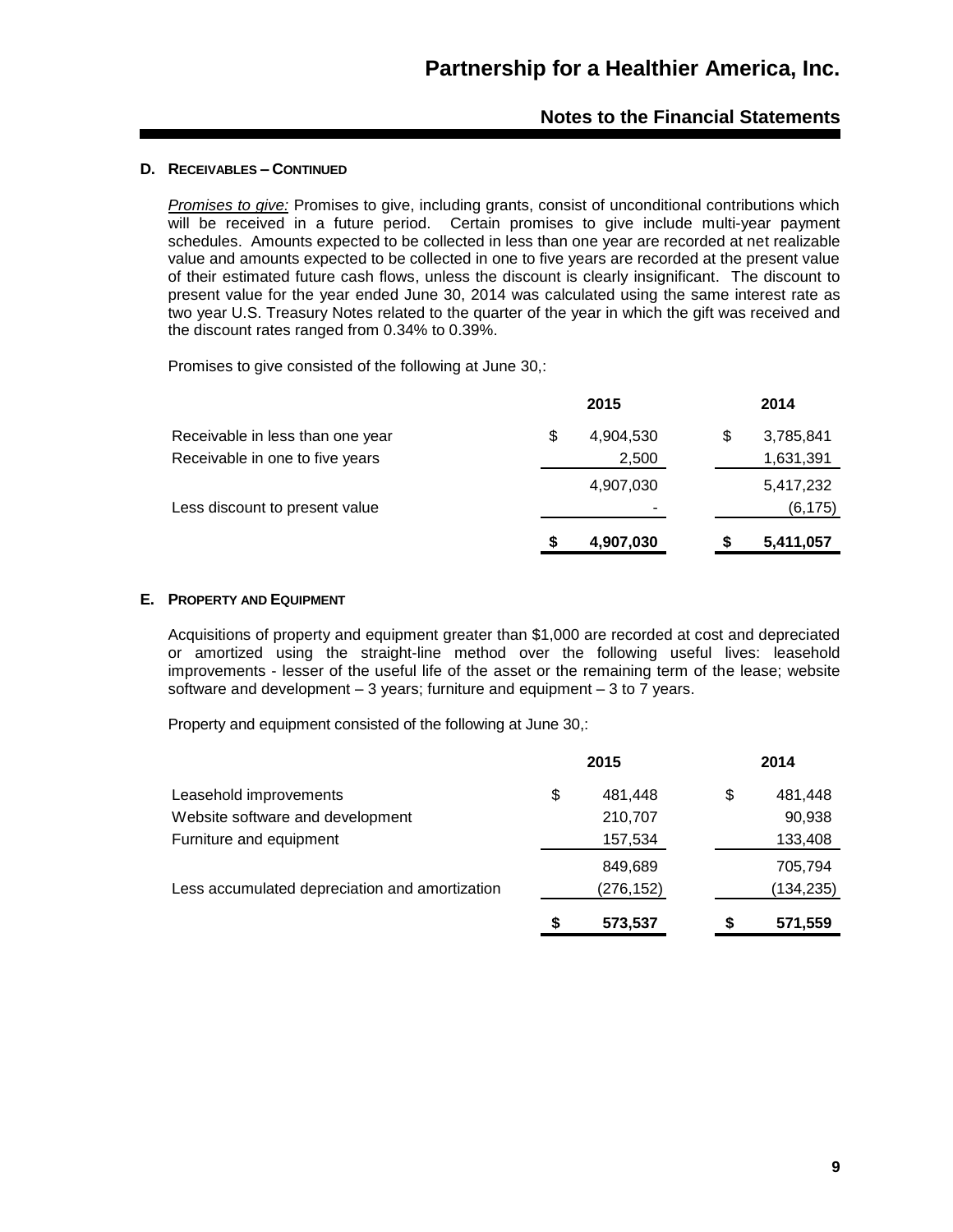### D. Receivables – Continued

*Promises to give:* Promises to give, including grants, consist of unconditional contributions which will be received in a future period. Certain promises to give include multi-year payment schedules. Amounts expected to be collected in less than one year are recorded at net realizable value and amounts expected to be collected in one to five years are recorded at the present value of their estimated future cash flows, unless the discount is clearly insignificant. The discount to present value for the year ended June 30, 2014 was calculated using the same interest rate as two year U.S. Treasury Notes related to the quarter of the year in which the gift was received and the discount rates ranged from 0.34% to 0.39%.

Promises to give consisted of the following at June 30,:

| | 2015 | 2014 |
|---|---|---|
| Receivable in less than one year | $ 4,904,530 | $ 3,785,841 |
| Receivable in one to five years | 2,500 | 1,631,391 |
| | 4,907,030 | 5,417,232 |
| Less discount to present value | - | (6,175) |
| | **$ 4,907,030** | **$ 5,411,057** |

### E. Property and Equipment

Acquisitions of property and equipment greater than $1,000 are recorded at cost and depreciated or amortized using the straight-line method over the following useful lives: leasehold improvements - lesser of the useful life of the asset or the remaining term of the lease; website software and development – 3 years; furniture and equipment – 3 to 7 years.

Property and equipment consisted of the following at June 30,:

| | 2015 | 2014 |
|---|---|---|
| Leasehold improvements | $ 481,448 | $ 481,448 |
| Website software and development | 210,707 | 90,938 |
| Furniture and equipment | 157,534 | 133,408 |
| | 849,689 | 705,794 |
| Less accumulated depreciation and amortization | (276,152) | (134,235) |
| | **$ 573,537** | **$ 571,559** |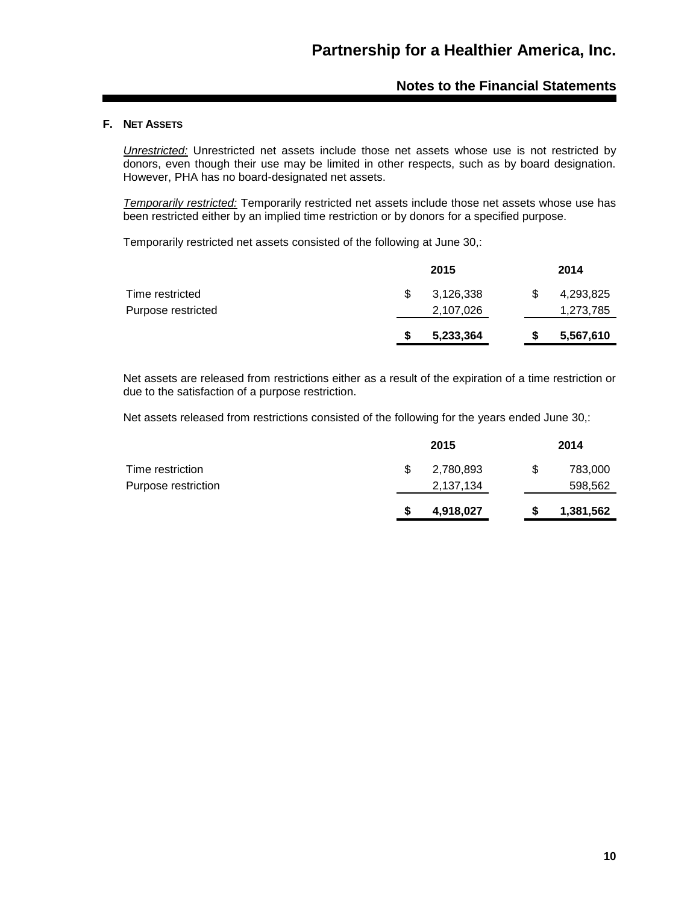### F. Net Assets

*Unrestricted:* Unrestricted net assets include those net assets whose use is not restricted by donors, even though their use may be limited in other respects, such as by board designation. However, PHA has no board-designated net assets.

*Temporarily restricted:* Temporarily restricted net assets include those net assets whose use has been restricted either by an implied time restriction or by donors for a specified purpose.

Temporarily restricted net assets consisted of the following at June 30,:

| | 2015 | 2014 |
|---|---|---|
| Time restricted | $ 3,126,338 | $ 4,293,825 |
| Purpose restricted | 2,107,026 | 1,273,785 |
| | **$ 5,233,364** | **$ 5,567,610** |

Net assets are released from restrictions either as a result of the expiration of a time restriction or due to the satisfaction of a purpose restriction.

Net assets released from restrictions consisted of the following for the years ended June 30,:

| | 2015 | 2014 |
|---|---|---|
| Time restriction | $ 2,780,893 | $ 783,000 |
| Purpose restriction | 2,137,134 | 598,562 |
| | **$ 4,918,027** | **$ 1,381,562** |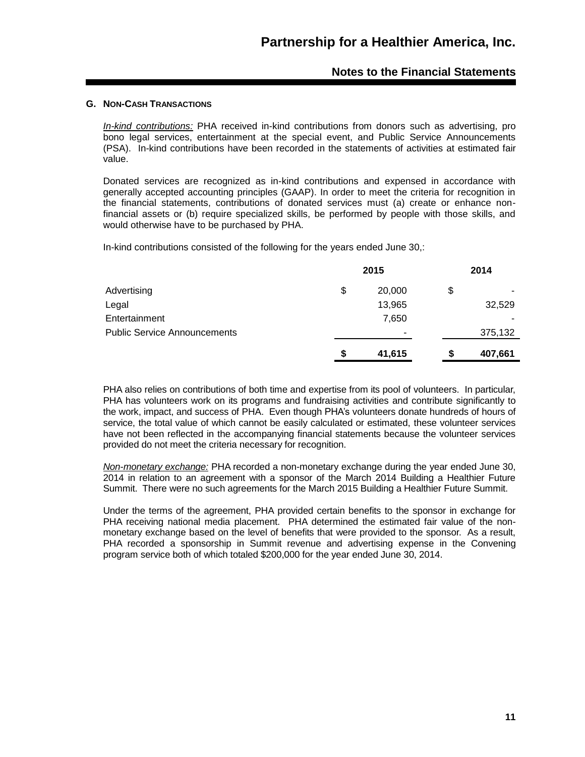## G. NON-CASH TRANSACTIONS

*In-kind contributions:* PHA received in-kind contributions from donors such as advertising, pro bono legal services, entertainment at the special event, and Public Service Announcements (PSA). In-kind contributions have been recorded in the statements of activities at estimated fair value.

Donated services are recognized as in-kind contributions and expensed in accordance with generally accepted accounting principles (GAAP). In order to meet the criteria for recognition in the financial statements, contributions of donated services must (a) create or enhance non-financial assets or (b) require specialized skills, be performed by people with those skills, and would otherwise have to be purchased by PHA.

In-kind contributions consisted of the following for the years ended June 30,:

| | 2015 | 2014 |
|---|---|---|
| Advertising | $ 20,000 | $ - |
| Legal | 13,965 | 32,529 |
| Entertainment | 7,650 | - |
| Public Service Announcements | - | 375,132 |
| | **$ 41,615** | **$ 407,661** |

PHA also relies on contributions of both time and expertise from its pool of volunteers. In particular, PHA has volunteers work on its programs and fundraising activities and contribute significantly to the work, impact, and success of PHA. Even though PHA's volunteers donate hundreds of hours of service, the total value of which cannot be easily calculated or estimated, these volunteer services have not been reflected in the accompanying financial statements because the volunteer services provided do not meet the criteria necessary for recognition.

*Non-monetary exchange:* PHA recorded a non-monetary exchange during the year ended June 30, 2014 in relation to an agreement with a sponsor of the March 2014 Building a Healthier Future Summit. There were no such agreements for the March 2015 Building a Healthier Future Summit.

Under the terms of the agreement, PHA provided certain benefits to the sponsor in exchange for PHA receiving national media placement. PHA determined the estimated fair value of the non-monetary exchange based on the level of benefits that were provided to the sponsor. As a result, PHA recorded a sponsorship in Summit revenue and advertising expense in the Convening program service both of which totaled $200,000 for the year ended June 30, 2014.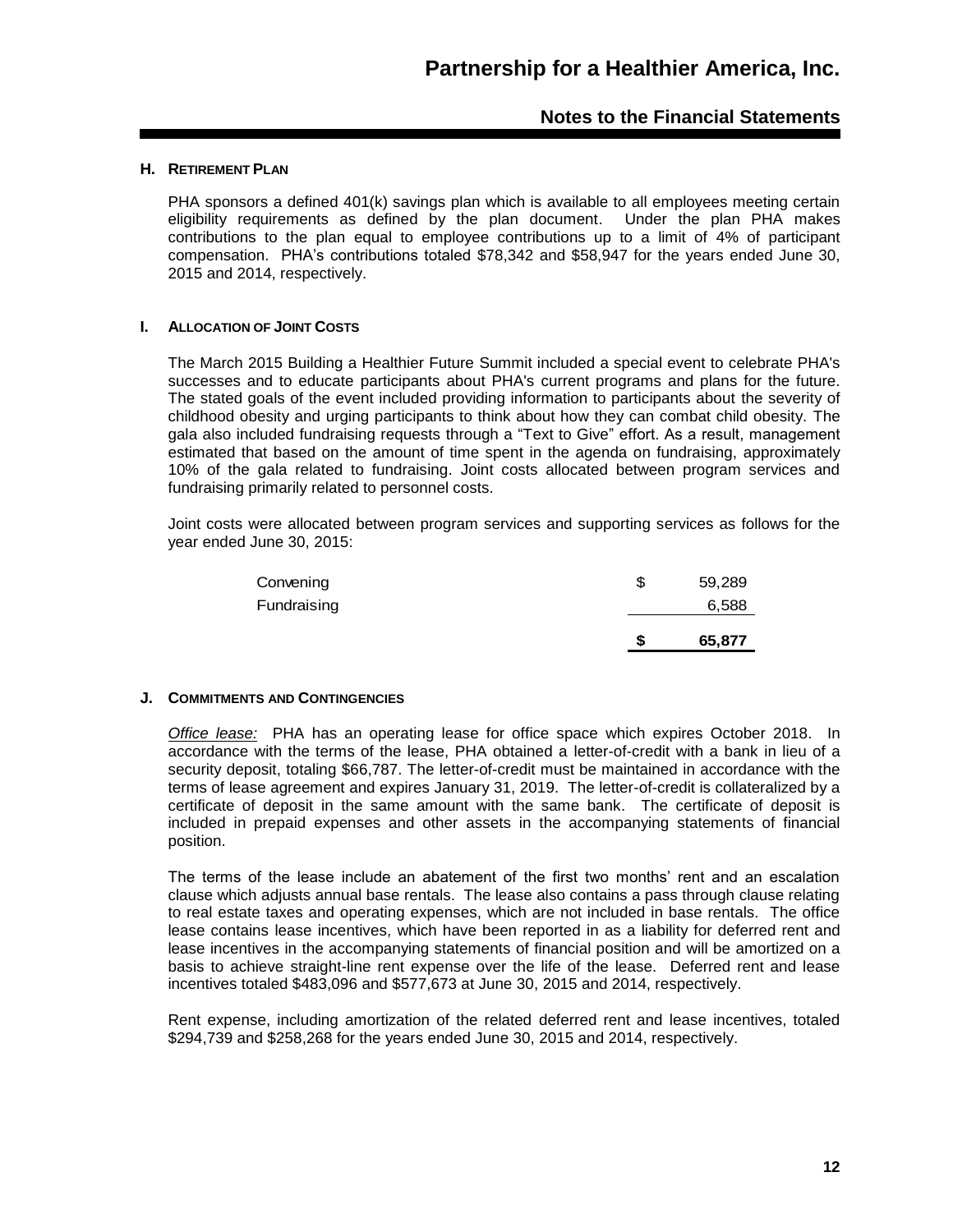## H. Retirement Plan

PHA sponsors a defined 401(k) savings plan which is available to all employees meeting certain eligibility requirements as defined by the plan document. Under the plan PHA makes contributions to the plan equal to employee contributions up to a limit of 4% of participant compensation. PHA's contributions totaled $78,342 and $58,947 for the years ended June 30, 2015 and 2014, respectively.

## I. Allocation of Joint Costs

The March 2015 Building a Healthier Future Summit included a special event to celebrate PHA's successes and to educate participants about PHA's current programs and plans for the future. The stated goals of the event included providing information to participants about the severity of childhood obesity and urging participants to think about how they can combat child obesity. The gala also included fundraising requests through a "Text to Give" effort. As a result, management estimated that based on the amount of time spent in the agenda on fundraising, approximately 10% of the gala related to fundraising. Joint costs allocated between program services and fundraising primarily related to personnel costs.

Joint costs were allocated between program services and supporting services as follows for the year ended June 30, 2015:

| | | |
|---|---|---|
| Convening | $ | 59,289 |
| Fundraising | | 6,588 |
| | **$** | **65,877** |

## J. Commitments and Contingencies

*Office lease:* PHA has an operating lease for office space which expires October 2018. In accordance with the terms of the lease, PHA obtained a letter-of-credit with a bank in lieu of a security deposit, totaling $66,787. The letter-of-credit must be maintained in accordance with the terms of lease agreement and expires January 31, 2019. The letter-of-credit is collateralized by a certificate of deposit in the same amount with the same bank. The certificate of deposit is included in prepaid expenses and other assets in the accompanying statements of financial position.

The terms of the lease include an abatement of the first two months' rent and an escalation clause which adjusts annual base rentals. The lease also contains a pass through clause relating to real estate taxes and operating expenses, which are not included in base rentals. The office lease contains lease incentives, which have been reported in as a liability for deferred rent and lease incentives in the accompanying statements of financial position and will be amortized on a basis to achieve straight-line rent expense over the life of the lease. Deferred rent and lease incentives totaled $483,096 and $577,673 at June 30, 2015 and 2014, respectively.

Rent expense, including amortization of the related deferred rent and lease incentives, totaled $294,739 and $258,268 for the years ended June 30, 2015 and 2014, respectively.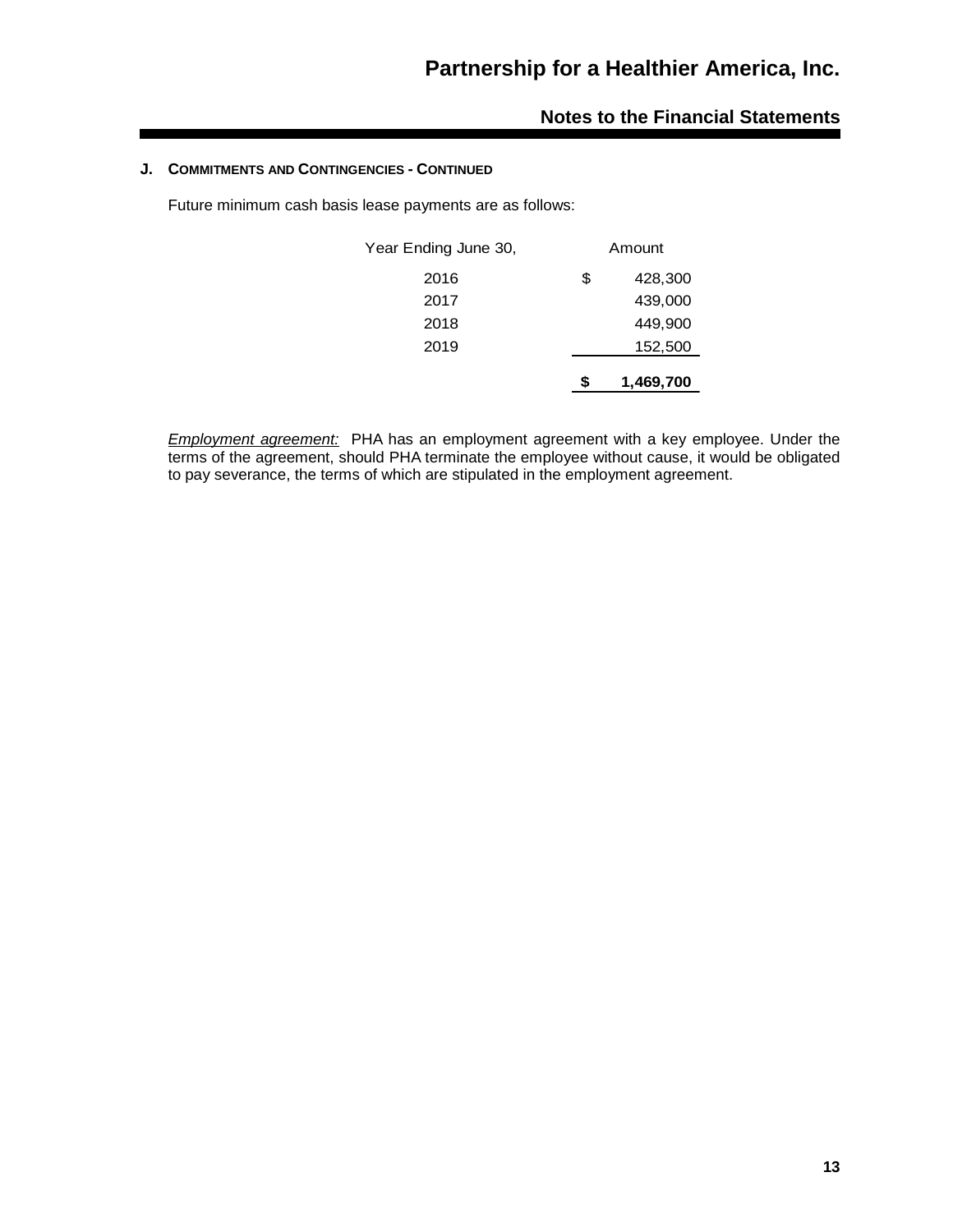## J. Commitments and Contingencies - Continued

Future minimum cash basis lease payments are as follows:

| Year Ending June 30, | Amount |
|---|---|
| 2016 | $ 428,300 |
| 2017 | 439,000 |
| 2018 | 449,900 |
| 2019 | 152,500 |
| | **$ 1,469,700** |

*Employment agreement:* PHA has an employment agreement with a key employee. Under the terms of the agreement, should PHA terminate the employee without cause, it would be obligated to pay severance, the terms of which are stipulated in the employment agreement.